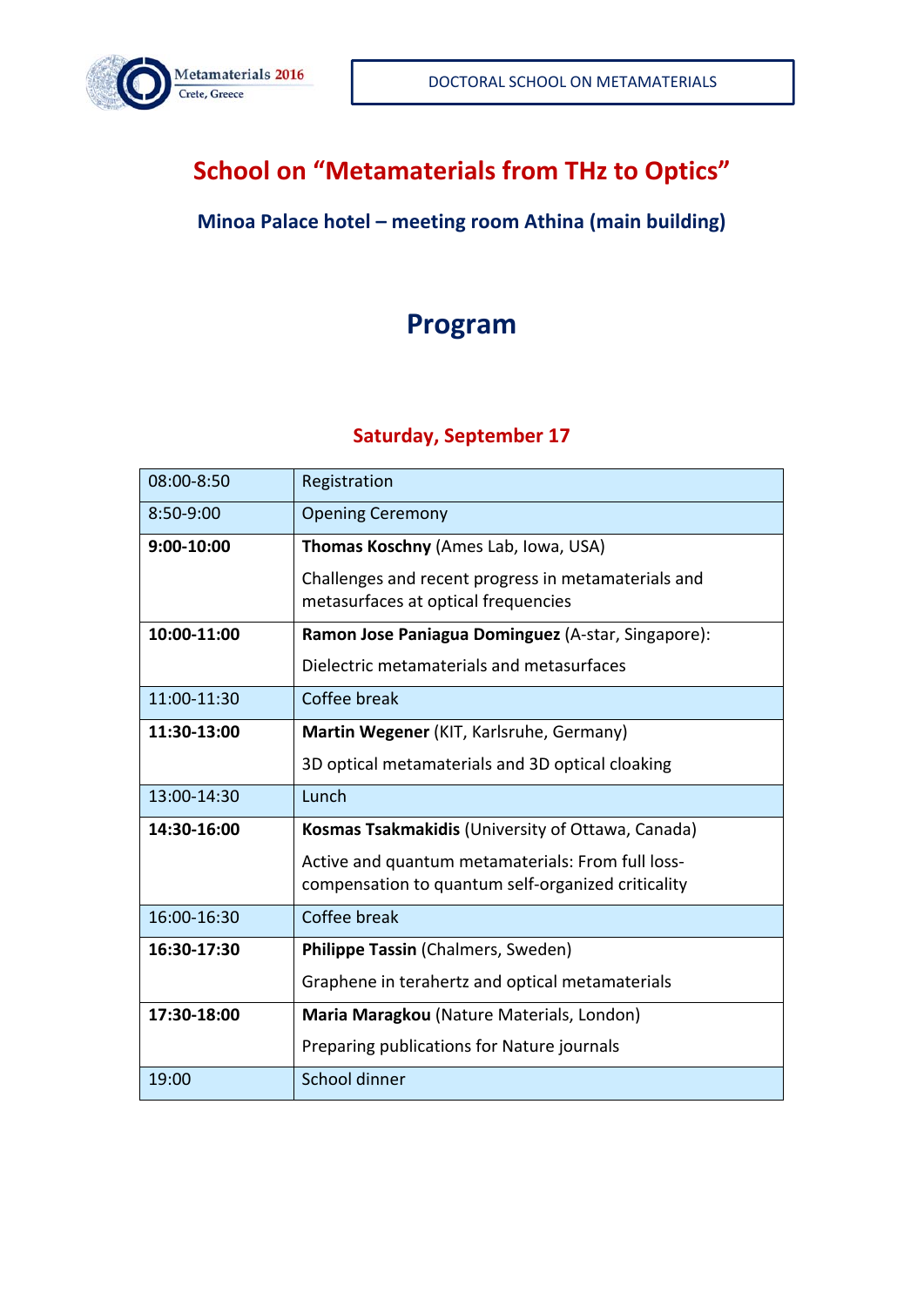Metamaterials 2016
Crete, Greece

DOCTORAL SCHOOL ON METAMATERIALS

# School on "Metamaterials from THz to Optics"

### Minoa Palace hotel – meeting room Athina (main building)

## Program

### Saturday, September 17

| | |
|---|---|
| 08:00-8:50 | Registration |
| 8:50-9:00 | Opening Ceremony |
| **9:00-10:00** | **Thomas Koschny** (Ames Lab, Iowa, USA)<br>Challenges and recent progress in metamaterials and metasurfaces at optical frequencies |
| **10:00-11:00** | **Ramon Jose Paniagua Dominguez** (A-star, Singapore):<br>Dielectric metamaterials and metasurfaces |
| 11:00-11:30 | Coffee break |
| **11:30-13:00** | **Martin Wegener** (KIT, Karlsruhe, Germany)<br>3D optical metamaterials and 3D optical cloaking |
| 13:00-14:30 | Lunch |
| **14:30-16:00** | **Kosmas Tsakmakidis** (University of Ottawa, Canada)<br>Active and quantum metamaterials: From full loss-compensation to quantum self-organized criticality |
| 16:00-16:30 | Coffee break |
| **16:30-17:30** | **Philippe Tassin** (Chalmers, Sweden)<br>Graphene in terahertz and optical metamaterials |
| **17:30-18:00** | **Maria Maragkou** (Nature Materials, London)<br>Preparing publications for Nature journals |
| 19:00 | School dinner |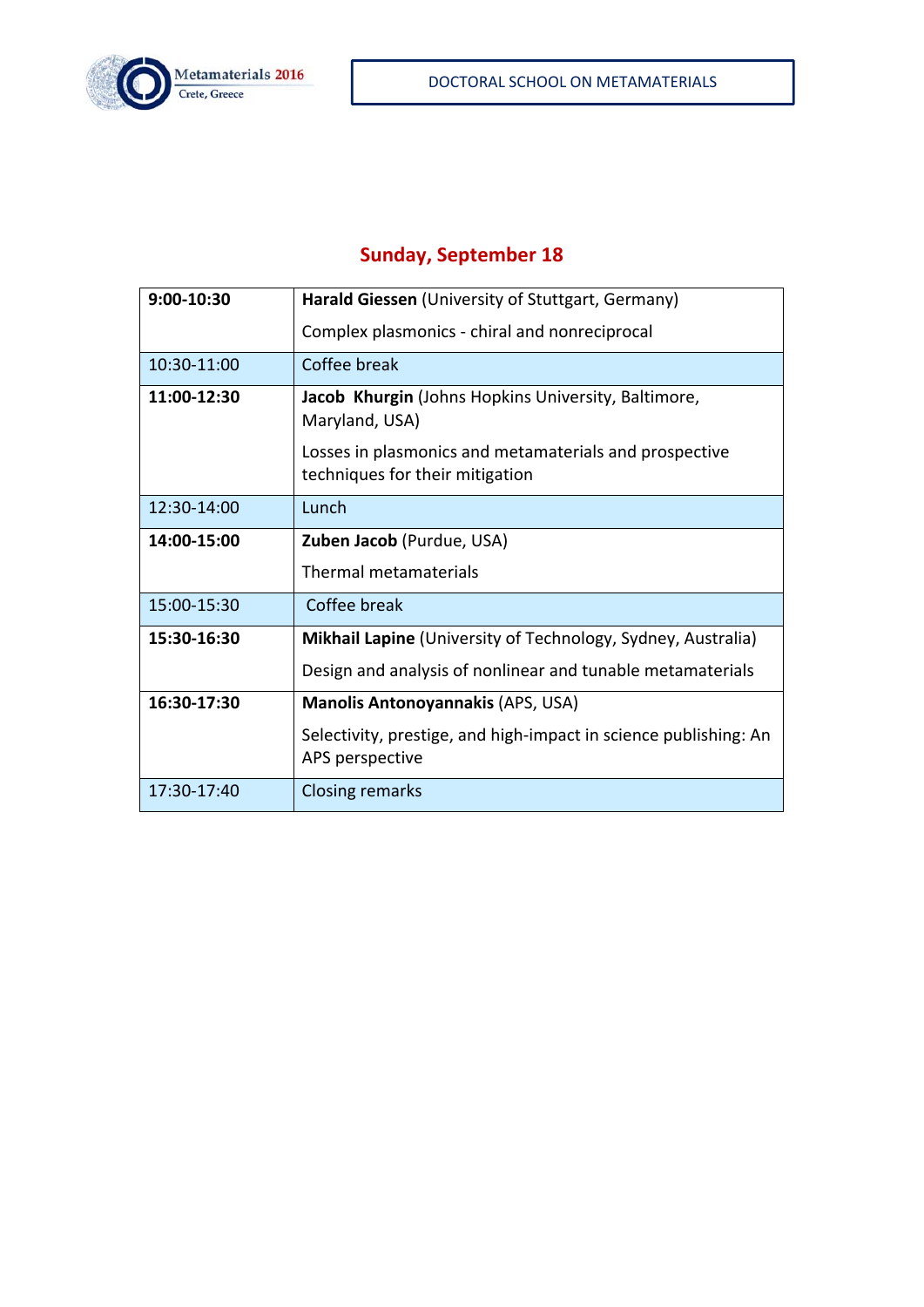## Sunday, September 18

| | |
|---|---|
| **9:00-10:30** | **Harald Giessen** (University of Stuttgart, Germany)<br>Complex plasmonics - chiral and nonreciprocal |
| 10:30-11:00 | Coffee break |
| **11:00-12:30** | **Jacob Khurgin** (Johns Hopkins University, Baltimore, Maryland, USA)<br>Losses in plasmonics and metamaterials and prospective techniques for their mitigation |
| 12:30-14:00 | Lunch |
| **14:00-15:00** | **Zuben Jacob** (Purdue, USA)<br>Thermal metamaterials |
| 15:00-15:30 | Coffee break |
| **15:30-16:30** | **Mikhail Lapine** (University of Technology, Sydney, Australia)<br>Design and analysis of nonlinear and tunable metamaterials |
| **16:30-17:30** | **Manolis Antonoyannakis** (APS, USA)<br>Selectivity, prestige, and high-impact in science publishing: An APS perspective |
| 17:30-17:40 | Closing remarks |